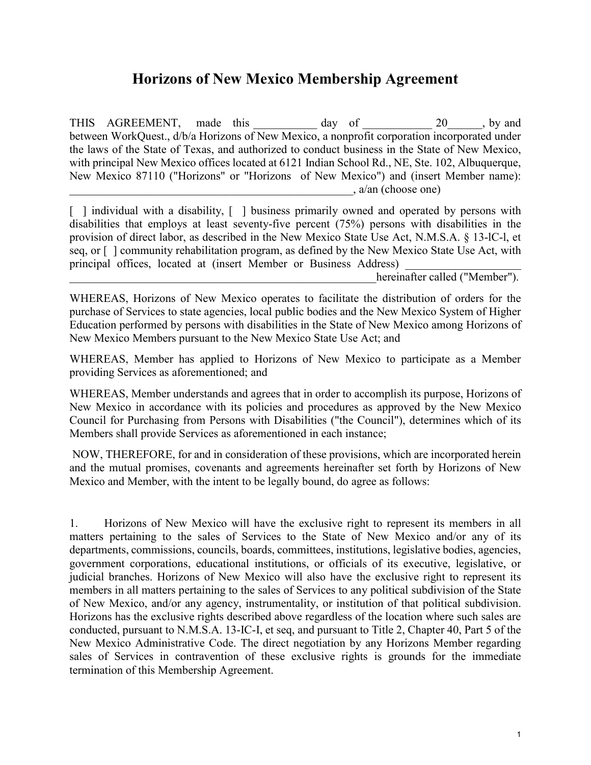# Horizons of New Mexico Membership Agreement

THIS AGREEMENT, made this ___________ day of ____________ 20______, by and between WorkQuest., d/b/a Horizons of New Mexico, a nonprofit corporation incorporated under the laws of the State of Texas, and authorized to conduct business in the State of New Mexico, with principal New Mexico offices located at 6121 Indian School Rd., NE, Ste. 102, Albuquerque, New Mexico 87110 ("Horizons" or "Horizons of New Mexico") and (insert Member name): ___________________________________________________, a/an (choose one)

[ ] individual with a disability, [ ] business primarily owned and operated by persons with disabilities that employs at least seventy-five percent (75%) persons with disabilities in the provision of direct labor, as described in the New Mexico State Use Act, N.M.S.A. § 13-lC-l, et seq, or [ ] community rehabilitation program, as defined by the New Mexico State Use Act, with principal offices, located at (insert Member or Business Address) ___________________ ________________________________________________________hereinafter called ("Member").

WHEREAS, Horizons of New Mexico operates to facilitate the distribution of orders for the purchase of Services to state agencies, local public bodies and the New Mexico System of Higher Education performed by persons with disabilities in the State of New Mexico among Horizons of New Mexico Members pursuant to the New Mexico State Use Act; and

WHEREAS, Member has applied to Horizons of New Mexico to participate as a Member providing Services as aforementioned; and

WHEREAS, Member understands and agrees that in order to accomplish its purpose, Horizons of New Mexico in accordance with its policies and procedures as approved by the New Mexico Council for Purchasing from Persons with Disabilities ("the Council"), determines which of its Members shall provide Services as aforementioned in each instance;

NOW, THEREFORE, for and in consideration of these provisions, which are incorporated herein and the mutual promises, covenants and agreements hereinafter set forth by Horizons of New Mexico and Member, with the intent to be legally bound, do agree as follows:

1. Horizons of New Mexico will have the exclusive right to represent its members in all matters pertaining to the sales of Services to the State of New Mexico and/or any of its departments, commissions, councils, boards, committees, institutions, legislative bodies, agencies, government corporations, educational institutions, or officials of its executive, legislative, or judicial branches. Horizons of New Mexico will also have the exclusive right to represent its members in all matters pertaining to the sales of Services to any political subdivision of the State of New Mexico, and/or any agency, instrumentality, or institution of that political subdivision. Horizons has the exclusive rights described above regardless of the location where such sales are conducted, pursuant to N.M.S.A. 13-IC-I, et seq, and pursuant to Title 2, Chapter 40, Part 5 of the New Mexico Administrative Code. The direct negotiation by any Horizons Member regarding sales of Services in contravention of these exclusive rights is grounds for the immediate termination of this Membership Agreement.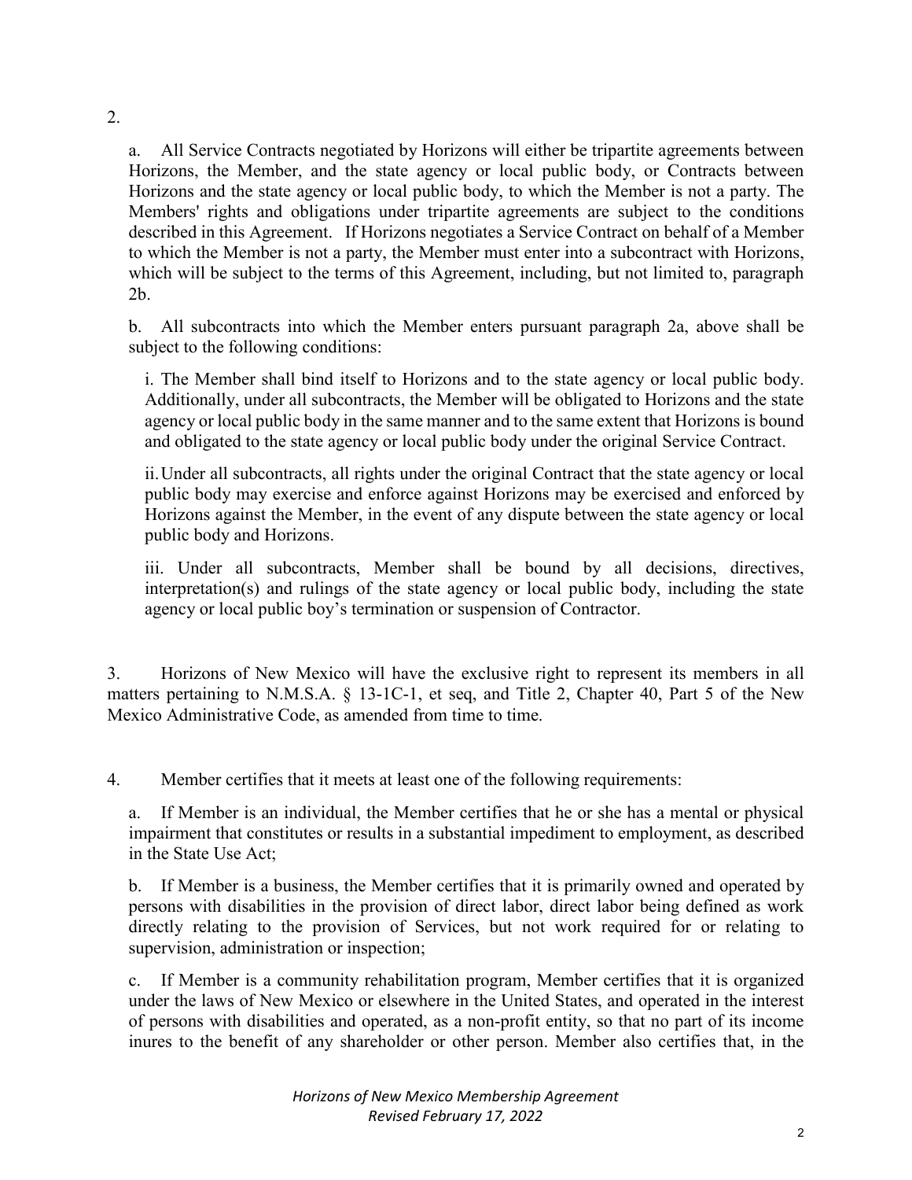2.

a. All Service Contracts negotiated by Horizons will either be tripartite agreements between Horizons, the Member, and the state agency or local public body, or Contracts between Horizons and the state agency or local public body, to which the Member is not a party. The Members' rights and obligations under tripartite agreements are subject to the conditions described in this Agreement. If Horizons negotiates a Service Contract on behalf of a Member to which the Member is not a party, the Member must enter into a subcontract with Horizons, which will be subject to the terms of this Agreement, including, but not limited to, paragraph 2b.

b. All subcontracts into which the Member enters pursuant paragraph 2a, above shall be subject to the following conditions:

i. The Member shall bind itself to Horizons and to the state agency or local public body. Additionally, under all subcontracts, the Member will be obligated to Horizons and the state agency or local public body in the same manner and to the same extent that Horizons is bound and obligated to the state agency or local public body under the original Service Contract.

ii. Under all subcontracts, all rights under the original Contract that the state agency or local public body may exercise and enforce against Horizons may be exercised and enforced by Horizons against the Member, in the event of any dispute between the state agency or local public body and Horizons.

iii. Under all subcontracts, Member shall be bound by all decisions, directives, interpretation(s) and rulings of the state agency or local public body, including the state agency or local public boy's termination or suspension of Contractor.

3. Horizons of New Mexico will have the exclusive right to represent its members in all matters pertaining to N.M.S.A. § 13-1C-1, et seq, and Title 2, Chapter 40, Part 5 of the New Mexico Administrative Code, as amended from time to time.

4. Member certifies that it meets at least one of the following requirements:

a. If Member is an individual, the Member certifies that he or she has a mental or physical impairment that constitutes or results in a substantial impediment to employment, as described in the State Use Act;

b. If Member is a business, the Member certifies that it is primarily owned and operated by persons with disabilities in the provision of direct labor, direct labor being defined as work directly relating to the provision of Services, but not work required for or relating to supervision, administration or inspection;

c. If Member is a community rehabilitation program, Member certifies that it is organized under the laws of New Mexico or elsewhere in the United States, and operated in the interest of persons with disabilities and operated, as a non-profit entity, so that no part of its income inures to the benefit of any shareholder or other person. Member also certifies that, in the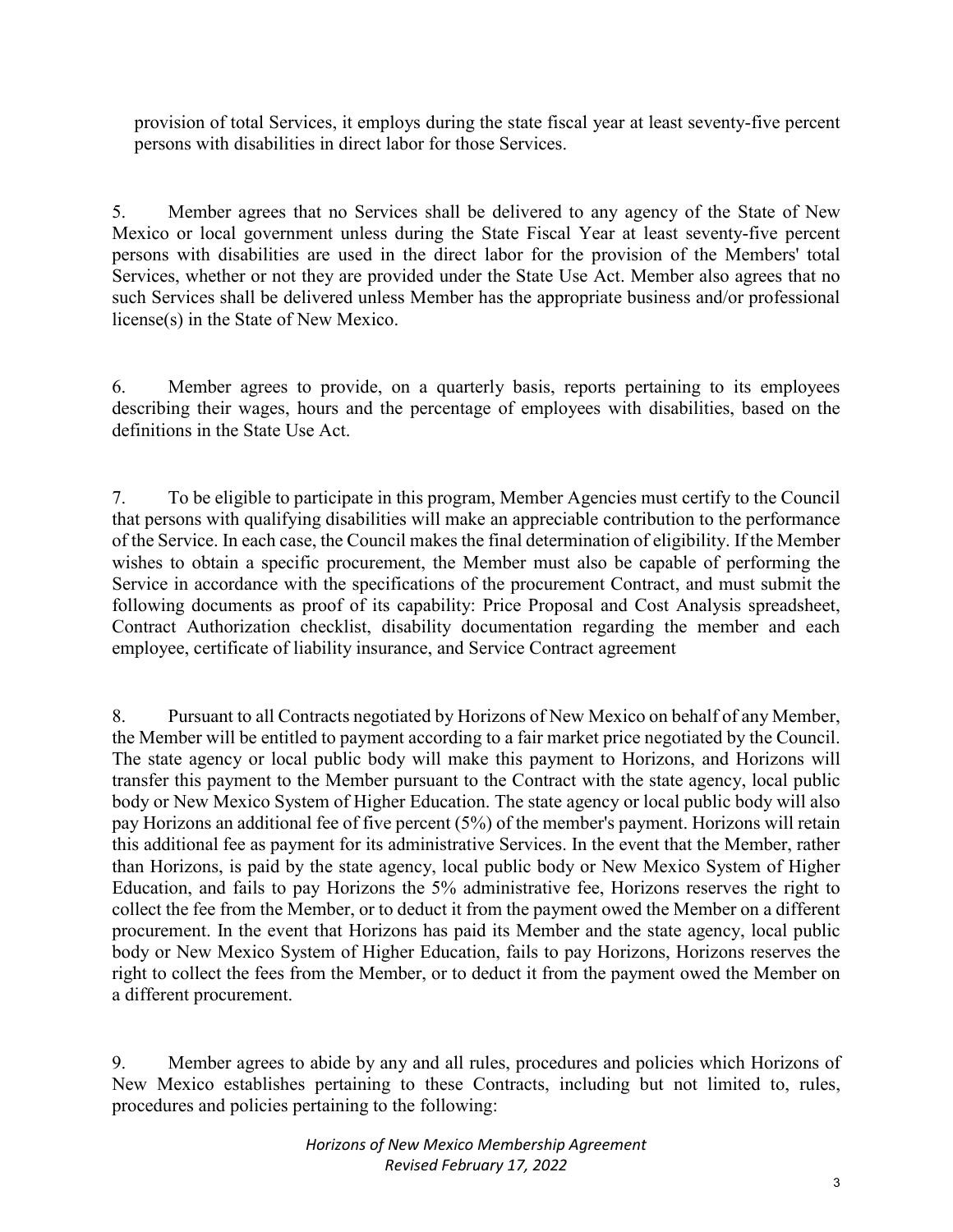provision of total Services, it employs during the state fiscal year at least seventy-five percent persons with disabilities in direct labor for those Services.

5. Member agrees that no Services shall be delivered to any agency of the State of New Mexico or local government unless during the State Fiscal Year at least seventy-five percent persons with disabilities are used in the direct labor for the provision of the Members' total Services, whether or not they are provided under the State Use Act. Member also agrees that no such Services shall be delivered unless Member has the appropriate business and/or professional license(s) in the State of New Mexico.

6. Member agrees to provide, on a quarterly basis, reports pertaining to its employees describing their wages, hours and the percentage of employees with disabilities, based on the definitions in the State Use Act.

7. To be eligible to participate in this program, Member Agencies must certify to the Council that persons with qualifying disabilities will make an appreciable contribution to the performance of the Service. In each case, the Council makes the final determination of eligibility. If the Member wishes to obtain a specific procurement, the Member must also be capable of performing the Service in accordance with the specifications of the procurement Contract, and must submit the following documents as proof of its capability: Price Proposal and Cost Analysis spreadsheet, Contract Authorization checklist, disability documentation regarding the member and each employee, certificate of liability insurance, and Service Contract agreement

8. Pursuant to all Contracts negotiated by Horizons of New Mexico on behalf of any Member, the Member will be entitled to payment according to a fair market price negotiated by the Council. The state agency or local public body will make this payment to Horizons, and Horizons will transfer this payment to the Member pursuant to the Contract with the state agency, local public body or New Mexico System of Higher Education. The state agency or local public body will also pay Horizons an additional fee of five percent (5%) of the member's payment. Horizons will retain this additional fee as payment for its administrative Services. In the event that the Member, rather than Horizons, is paid by the state agency, local public body or New Mexico System of Higher Education, and fails to pay Horizons the 5% administrative fee, Horizons reserves the right to collect the fee from the Member, or to deduct it from the payment owed the Member on a different procurement. In the event that Horizons has paid its Member and the state agency, local public body or New Mexico System of Higher Education, fails to pay Horizons, Horizons reserves the right to collect the fees from the Member, or to deduct it from the payment owed the Member on a different procurement.

9. Member agrees to abide by any and all rules, procedures and policies which Horizons of New Mexico establishes pertaining to these Contracts, including but not limited to, rules, procedures and policies pertaining to the following: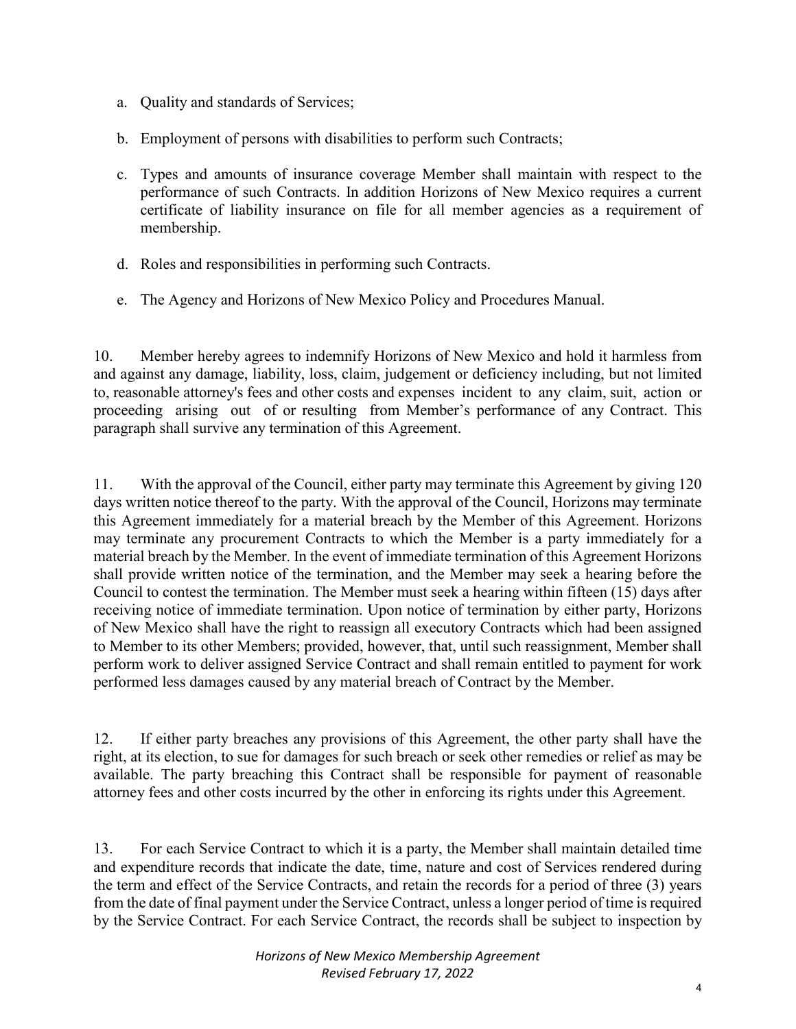a. Quality and standards of Services;

b. Employment of persons with disabilities to perform such Contracts;

c. Types and amounts of insurance coverage Member shall maintain with respect to the performance of such Contracts. In addition Horizons of New Mexico requires a current certificate of liability insurance on file for all member agencies as a requirement of membership.

d. Roles and responsibilities in performing such Contracts.

e. The Agency and Horizons of New Mexico Policy and Procedures Manual.

10. Member hereby agrees to indemnify Horizons of New Mexico and hold it harmless from and against any damage, liability, loss, claim, judgement or deficiency including, but not limited to, reasonable attorney's fees and other costs and expenses incident to any claim, suit, action or proceeding arising out of or resulting from Member's performance of any Contract. This paragraph shall survive any termination of this Agreement.

11. With the approval of the Council, either party may terminate this Agreement by giving 120 days written notice thereof to the party. With the approval of the Council, Horizons may terminate this Agreement immediately for a material breach by the Member of this Agreement. Horizons may terminate any procurement Contracts to which the Member is a party immediately for a material breach by the Member. In the event of immediate termination of this Agreement Horizons shall provide written notice of the termination, and the Member may seek a hearing before the Council to contest the termination. The Member must seek a hearing within fifteen (15) days after receiving notice of immediate termination. Upon notice of termination by either party, Horizons of New Mexico shall have the right to reassign all executory Contracts which had been assigned to Member to its other Members; provided, however, that, until such reassignment, Member shall perform work to deliver assigned Service Contract and shall remain entitled to payment for work performed less damages caused by any material breach of Contract by the Member.

12. If either party breaches any provisions of this Agreement, the other party shall have the right, at its election, to sue for damages for such breach or seek other remedies or relief as may be available. The party breaching this Contract shall be responsible for payment of reasonable attorney fees and other costs incurred by the other in enforcing its rights under this Agreement.

13. For each Service Contract to which it is a party, the Member shall maintain detailed time and expenditure records that indicate the date, time, nature and cost of Services rendered during the term and effect of the Service Contracts, and retain the records for a period of three (3) years from the date of final payment under the Service Contract, unless a longer period of time is required by the Service Contract. For each Service Contract, the records shall be subject to inspection by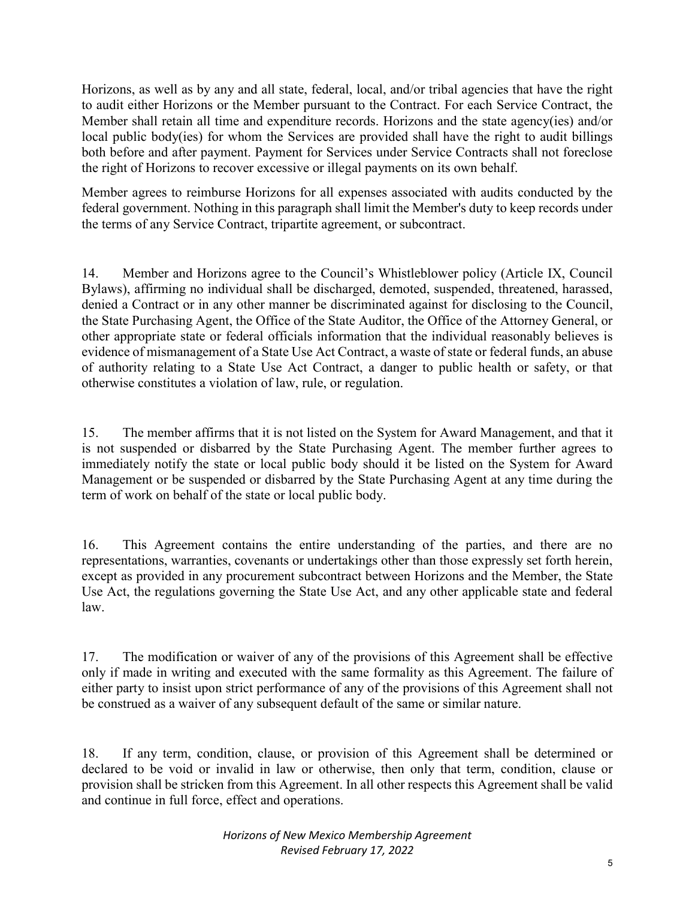Horizons, as well as by any and all state, federal, local, and/or tribal agencies that have the right to audit either Horizons or the Member pursuant to the Contract. For each Service Contract, the Member shall retain all time and expenditure records. Horizons and the state agency(ies) and/or local public body(ies) for whom the Services are provided shall have the right to audit billings both before and after payment. Payment for Services under Service Contracts shall not foreclose the right of Horizons to recover excessive or illegal payments on its own behalf.

Member agrees to reimburse Horizons for all expenses associated with audits conducted by the federal government. Nothing in this paragraph shall limit the Member's duty to keep records under the terms of any Service Contract, tripartite agreement, or subcontract.

14. Member and Horizons agree to the Council's Whistleblower policy (Article IX, Council Bylaws), affirming no individual shall be discharged, demoted, suspended, threatened, harassed, denied a Contract or in any other manner be discriminated against for disclosing to the Council, the State Purchasing Agent, the Office of the State Auditor, the Office of the Attorney General, or other appropriate state or federal officials information that the individual reasonably believes is evidence of mismanagement of a State Use Act Contract, a waste of state or federal funds, an abuse of authority relating to a State Use Act Contract, a danger to public health or safety, or that otherwise constitutes a violation of law, rule, or regulation.

15. The member affirms that it is not listed on the System for Award Management, and that it is not suspended or disbarred by the State Purchasing Agent. The member further agrees to immediately notify the state or local public body should it be listed on the System for Award Management or be suspended or disbarred by the State Purchasing Agent at any time during the term of work on behalf of the state or local public body.

16. This Agreement contains the entire understanding of the parties, and there are no representations, warranties, covenants or undertakings other than those expressly set forth herein, except as provided in any procurement subcontract between Horizons and the Member, the State Use Act, the regulations governing the State Use Act, and any other applicable state and federal law.

17. The modification or waiver of any of the provisions of this Agreement shall be effective only if made in writing and executed with the same formality as this Agreement. The failure of either party to insist upon strict performance of any of the provisions of this Agreement shall not be construed as a waiver of any subsequent default of the same or similar nature.

18. If any term, condition, clause, or provision of this Agreement shall be determined or declared to be void or invalid in law or otherwise, then only that term, condition, clause or provision shall be stricken from this Agreement. In all other respects this Agreement shall be valid and continue in full force, effect and operations.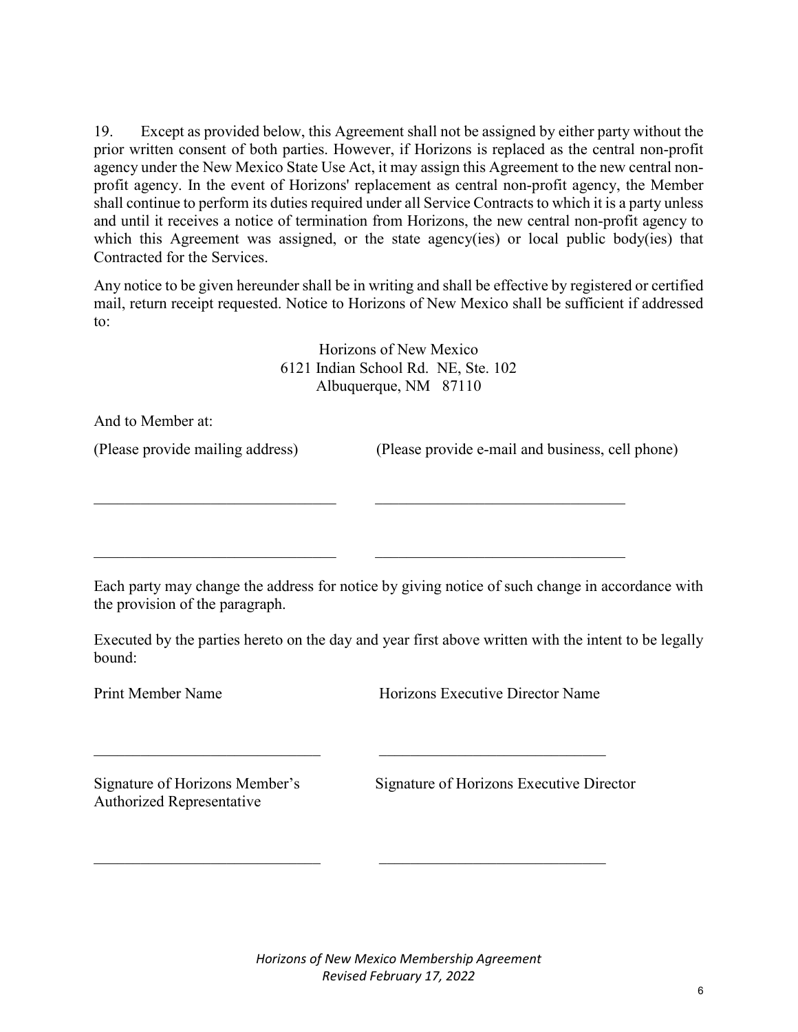19. Except as provided below, this Agreement shall not be assigned by either party without the prior written consent of both parties. However, if Horizons is replaced as the central non-profit agency under the New Mexico State Use Act, it may assign this Agreement to the new central non-profit agency. In the event of Horizons' replacement as central non-profit agency, the Member shall continue to perform its duties required under all Service Contracts to which it is a party unless and until it receives a notice of termination from Horizons, the new central non-profit agency to which this Agreement was assigned, or the state agency(ies) or local public body(ies) that Contracted for the Services.

Any notice to be given hereunder shall be in writing and shall be effective by registered or certified mail, return receipt requested. Notice to Horizons of New Mexico shall be sufficient if addressed to:

Horizons of New Mexico
6121 Indian School Rd. NE, Ste. 102
Albuquerque, NM 87110

And to Member at:

(Please provide mailing address) (Please provide e-mail and business, cell phone)

_______________________________ _______________________________

_______________________________ _______________________________

Each party may change the address for notice by giving notice of such change in accordance with the provision of the paragraph.

Executed by the parties hereto on the day and year first above written with the intent to be legally bound:

Print Member Name Horizons Executive Director Name

_____________________________ _____________________________

Signature of Horizons Member's Authorized Representative Signature of Horizons Executive Director

_____________________________ _____________________________

*Horizons of New Mexico Membership Agreement*
*Revised February 17, 2022*